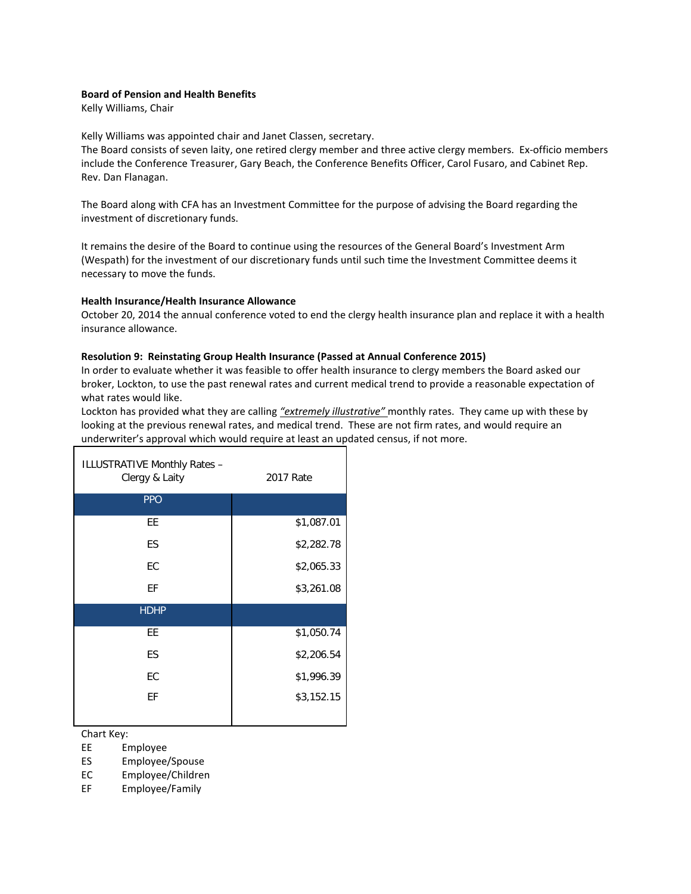**Board of Pension and Health Benefits**
Kelly Williams, Chair

Kelly Williams was appointed chair and Janet Classen, secretary.
The Board consists of seven laity, one retired clergy member and three active clergy members. Ex-officio members include the Conference Treasurer, Gary Beach, the Conference Benefits Officer, Carol Fusaro, and Cabinet Rep. Rev. Dan Flanagan.

The Board along with CFA has an Investment Committee for the purpose of advising the Board regarding the investment of discretionary funds.

It remains the desire of the Board to continue using the resources of the General Board's Investment Arm (Wespath) for the investment of our discretionary funds until such time the Investment Committee deems it necessary to move the funds.

**Health Insurance/Health Insurance Allowance**
October 20, 2014 the annual conference voted to end the clergy health insurance plan and replace it with a health insurance allowance.

**Resolution 9: Reinstating Group Health Insurance (Passed at Annual Conference 2015)**
In order to evaluate whether it was feasible to offer health insurance to clergy members the Board asked our broker, Lockton, to use the past renewal rates and current medical trend to provide a reasonable expectation of what rates would like.
Lockton has provided what they are calling *"extremely illustrative"* monthly rates. They came up with these by looking at the previous renewal rates, and medical trend. These are not firm rates, and would require an underwriter's approval which would require at least an updated census, if not more.

| ILLUSTRATIVE Monthly Rates – Clergy & Laity | 2017 Rate |
|---|---|
| PPO | |
| EE | $1,087.01 |
| ES | $2,282.78 |
| EC | $2,065.33 |
| EF | $3,261.08 |
| HDHP | |
| EE | $1,050.74 |
| ES | $2,206.54 |
| EC | $1,996.39 |
| EF | $3,152.15 |

Chart Key:
EE Employee
ES Employee/Spouse
EC Employee/Children
EF Employee/Family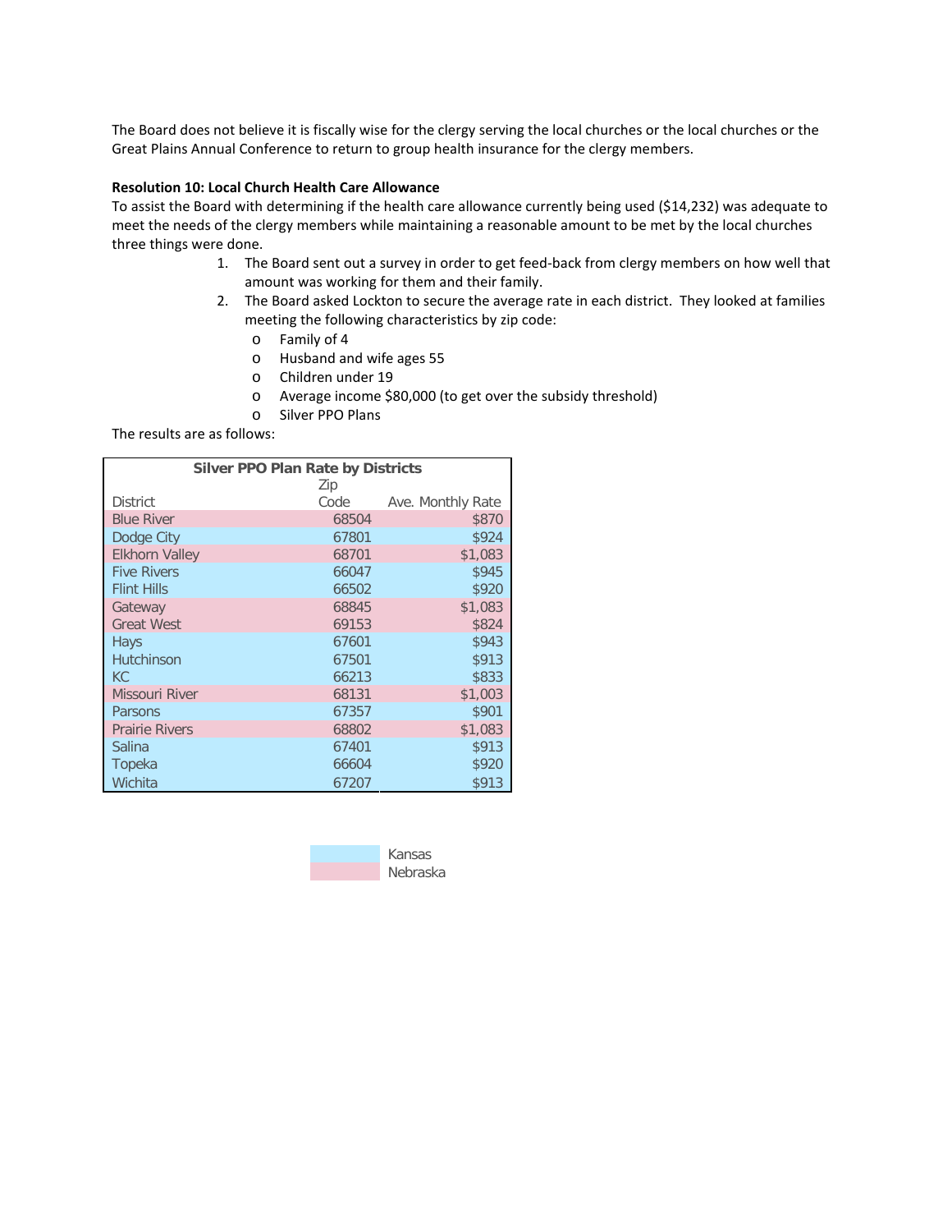The Board does not believe it is fiscally wise for the clergy serving the local churches or the local churches or the Great Plains Annual Conference to return to group health insurance for the clergy members.

**Resolution 10: Local Church Health Care Allowance**

To assist the Board with determining if the health care allowance currently being used ($14,232) was adequate to meet the needs of the clergy members while maintaining a reasonable amount to be met by the local churches three things were done.

1. The Board sent out a survey in order to get feed-back from clergy members on how well that amount was working for them and their family.
2. The Board asked Lockton to secure the average rate in each district. They looked at families meeting the following characteristics by zip code:
   - Family of 4
   - Husband and wife ages 55
   - Children under 19
   - Average income $80,000 (to get over the subsidy threshold)
   - Silver PPO Plans

The results are as follows:

**Silver PPO Plan Rate by Districts**

| District | Zip Code | Ave. Monthly Rate |
|---|---|---|
| Blue River | 68504 | $870 |
| Dodge City | 67801 | $924 |
| Elkhorn Valley | 68701 | $1,083 |
| Five Rivers | 66047 | $945 |
| Flint Hills | 66502 | $920 |
| Gateway | 68845 | $1,083 |
| Great West | 69153 | $824 |
| Hays | 67601 | $943 |
| Hutchinson | 67501 | $913 |
| KC | 66213 | $833 |
| Missouri River | 68131 | $1,003 |
| Parsons | 67357 | $901 |
| Prairie Rivers | 68802 | $1,083 |
| Salina | 67401 | $913 |
| Topeka | 66604 | $920 |
| Wichita | 67207 | $913 |

Kansas
Nebraska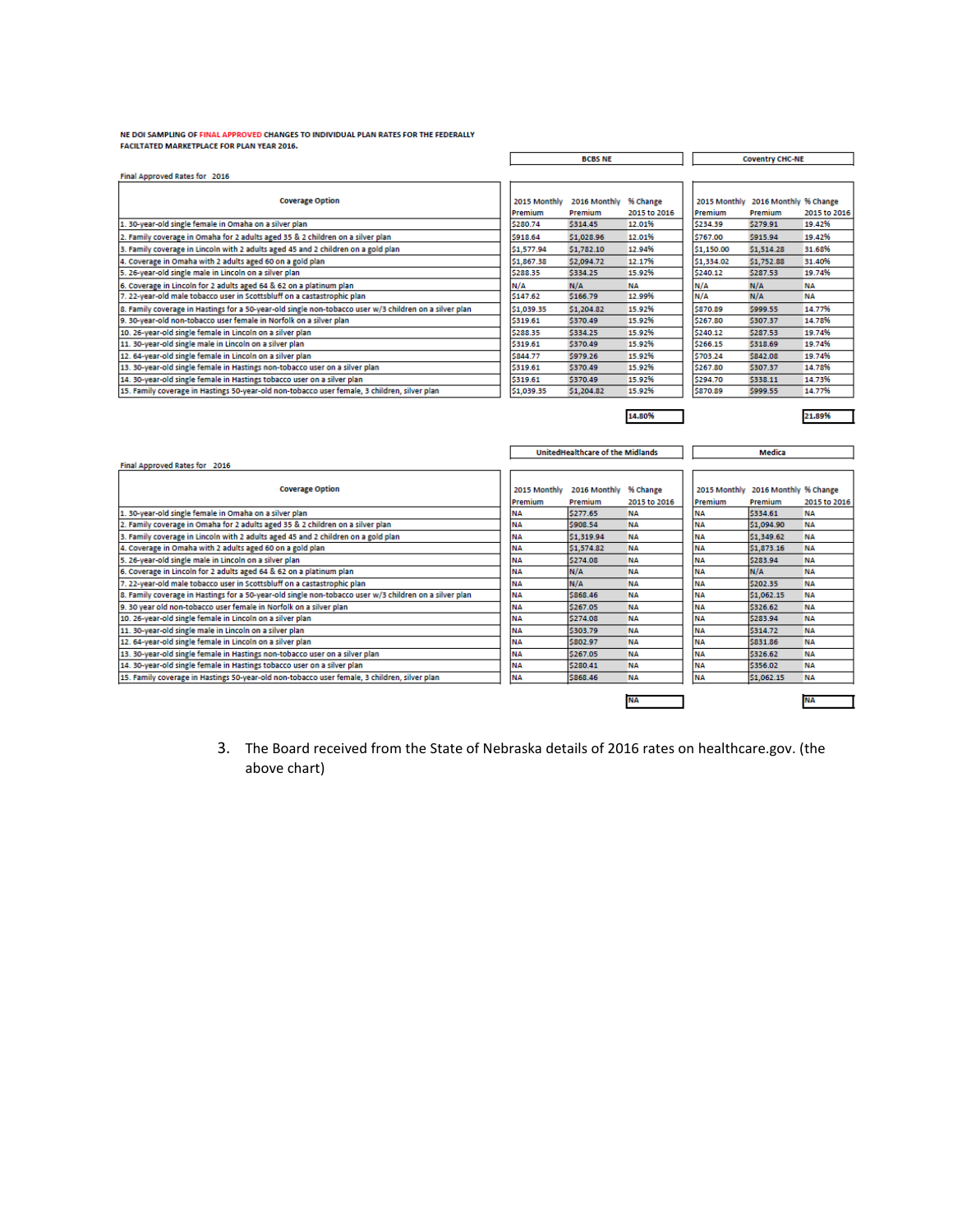NE DOI SAMPLING OF FINAL APPROVED CHANGES TO INDIVIDUAL PLAN RATES FOR THE FEDERALLY FACILTATED MARKETPLACE FOR PLAN YEAR 2016.

Final Approved Rates for 2016

| Coverage Option | BCBS NE | | | Coventry CHC-NE | | |
|---|---|---|---|---|---|---|
| | 2015 Monthly Premium | 2016 Monthly Premium | % Change 2015 to 2016 | 2015 Monthly Premium | 2016 Monthly Premium | % Change 2015 to 2016 |
| 1. 30-year-old single female in Omaha on a silver plan | $280.74 | $314.45 | 12.01% | $234.39 | $279.91 | 19.42% |
| 2. Family coverage in Omaha for 2 adults aged 35 & 2 children on a silver plan | $918.64 | $1,028.96 | 12.01% | $767.00 | $915.94 | 19.42% |
| 3. Family coverage in Lincoln with 2 adults aged 45 and 2 children on a gold plan | $1,577.94 | $1,782.10 | 12.94% | $1,150.00 | $1,514.28 | 31.68% |
| 4. Coverage in Omaha with 2 adults aged 60 on a gold plan | $1,867.38 | $2,094.72 | 12.17% | $1,334.02 | $1,752.88 | 31.40% |
| 5. 26-year-old single male in Lincoln on a silver plan | $288.35 | $334.25 | 15.92% | $240.12 | $287.53 | 19.74% |
| 6. Coverage in Lincoln for 2 adults aged 64 & 62 on a platinum plan | N/A | N/A | NA | N/A | N/A | NA |
| 7. 22-year-old male tobacco user in Scottsbluff on a castastrophic plan | $147.62 | $166.79 | 12.99% | N/A | N/A | NA |
| 8. Family coverage in Hastings for a 50-year-old single non-tobacco user w/3 children on a silver plan | $1,039.35 | $1,204.82 | 15.92% | $870.89 | $999.55 | 14.77% |
| 9. 30-year-old non-tobacco user female in Norfolk on a silver plan | $319.61 | $370.49 | 15.92% | $267.80 | $307.37 | 14.78% |
| 10. 26-year-old single female in Lincoln on a silver plan | $288.35 | $334.25 | 15.92% | $240.12 | $287.53 | 19.74% |
| 11. 30-year-old single male in Lincoln on a silver plan | $319.61 | $370.49 | 15.92% | $266.15 | $318.69 | 19.74% |
| 12. 64-year-old single female in Lincoln on a silver plan | $844.77 | $979.26 | 15.92% | $703.24 | $842.08 | 19.74% |
| 13. 30-year-old single female in Hastings non-tobacco user on a silver plan | $319.61 | $370.49 | 15.92% | $267.80 | $307.37 | 14.78% |
| 14. 30-year-old single female in Hastings tobacco user on a silver plan | $319.61 | $370.49 | 15.92% | $294.70 | $338.11 | 14.73% |
| 15. Family coverage in Hastings 50-year-old non-tobacco user female, 3 children, silver plan | $1,039.35 | $1,204.82 | 15.92% | $870.89 | $999.55 | 14.77% |
| | | | 14.80% | | | 21.89% |

Final Approved Rates for 2016

| Coverage Option | UnitedHealthcare of the Midlands | | | Medica | | |
|---|---|---|---|---|---|---|
| | 2015 Monthly Premium | 2016 Monthly Premium | % Change 2015 to 2016 | 2015 Monthly Premium | 2016 Monthly Premium | % Change 2015 to 2016 |
| 1. 30-year-old single female in Omaha on a silver plan | NA | $277.65 | NA | NA | $334.61 | NA |
| 2. Family coverage in Omaha for 2 adults aged 35 & 2 children on a silver plan | NA | $908.54 | NA | NA | $1,094.90 | NA |
| 3. Family coverage in Lincoln with 2 adults aged 45 and 2 children on a gold plan | NA | $1,319.94 | NA | NA | $1,349.62 | NA |
| 4. Coverage in Omaha with 2 adults aged 60 on a gold plan | NA | $1,574.82 | NA | NA | $1,873.16 | NA |
| 5. 26-year-old single male in Lincoln on a silver plan | NA | $274.08 | NA | NA | $283.94 | NA |
| 6. Coverage in Lincoln for 2 adults aged 64 & 62 on a platinum plan | NA | N/A | NA | NA | N/A | NA |
| 7. 22-year-old male tobacco user in Scottsbluff on a castastrophic plan | NA | N/A | NA | NA | $202.35 | NA |
| 8. Family coverage in Hastings for a 50-year-old single non-tobacco user w/3 children on a silver plan | NA | $868.46 | NA | NA | $1,062.15 | NA |
| 9. 30 year old non-tobacco user female in Norfolk on a silver plan | NA | $267.05 | NA | NA | $326.62 | NA |
| 10. 26-year-old single female in Lincoln on a silver plan | NA | $274.08 | NA | NA | $283.94 | NA |
| 11. 30-year-old single male in Lincoln on a silver plan | NA | $303.79 | NA | NA | $314.72 | NA |
| 12. 64-year-old single female in Lincoln on a silver plan | NA | $802.97 | NA | NA | $831.86 | NA |
| 13. 30-year-old single female in Hastings non-tobacco user on a silver plan | NA | $267.05 | NA | NA | $326.62 | NA |
| 14. 30-year-old single female in Hastings tobacco user on a silver plan | NA | $280.41 | NA | NA | $356.02 | NA |
| 15. Family coverage in Hastings 50-year-old non-tobacco user female, 3 children, silver plan | NA | $868.46 | NA | NA | $1,062.15 | NA |
| | | | NA | | | NA |

3. The Board received from the State of Nebraska details of 2016 rates on healthcare.gov. (the above chart)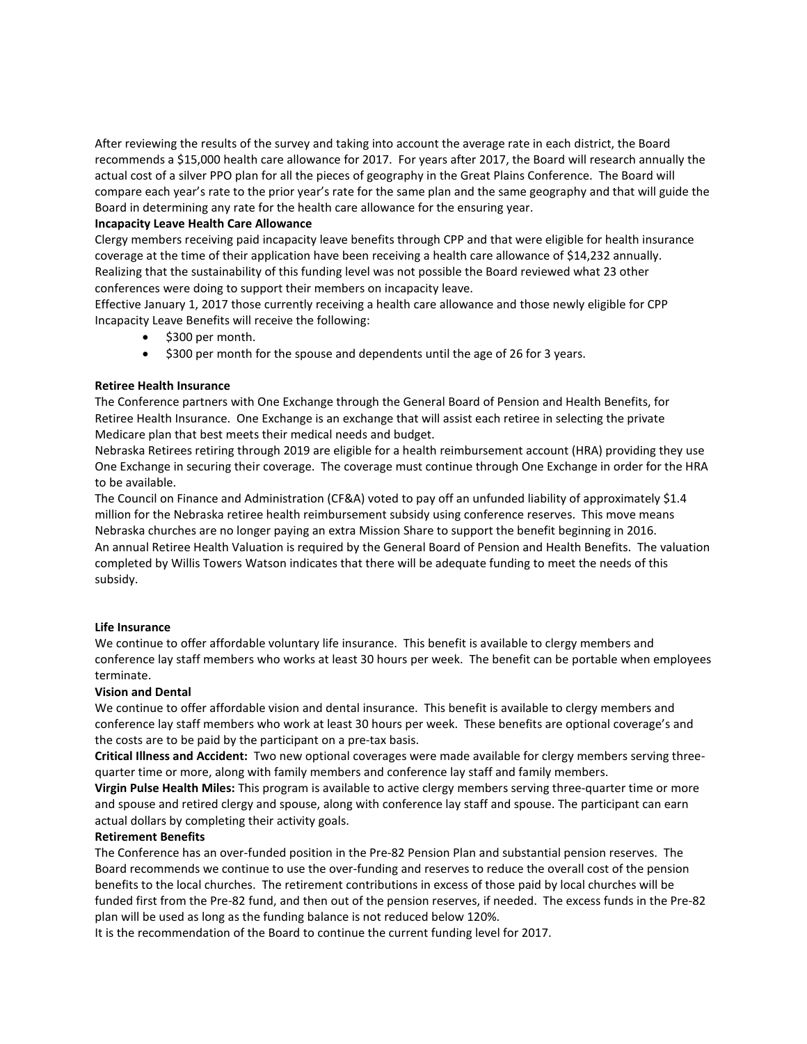After reviewing the results of the survey and taking into account the average rate in each district, the Board recommends a $15,000 health care allowance for 2017. For years after 2017, the Board will research annually the actual cost of a silver PPO plan for all the pieces of geography in the Great Plains Conference. The Board will compare each year's rate to the prior year's rate for the same plan and the same geography and that will guide the Board in determining any rate for the health care allowance for the ensuring year.

**Incapacity Leave Health Care Allowance**

Clergy members receiving paid incapacity leave benefits through CPP and that were eligible for health insurance coverage at the time of their application have been receiving a health care allowance of $14,232 annually. Realizing that the sustainability of this funding level was not possible the Board reviewed what 23 other conferences were doing to support their members on incapacity leave.

Effective January 1, 2017 those currently receiving a health care allowance and those newly eligible for CPP Incapacity Leave Benefits will receive the following:

- $300 per month.
- $300 per month for the spouse and dependents until the age of 26 for 3 years.

**Retiree Health Insurance**

The Conference partners with One Exchange through the General Board of Pension and Health Benefits, for Retiree Health Insurance. One Exchange is an exchange that will assist each retiree in selecting the private Medicare plan that best meets their medical needs and budget.

Nebraska Retirees retiring through 2019 are eligible for a health reimbursement account (HRA) providing they use One Exchange in securing their coverage. The coverage must continue through One Exchange in order for the HRA to be available.

The Council on Finance and Administration (CF&A) voted to pay off an unfunded liability of approximately $1.4 million for the Nebraska retiree health reimbursement subsidy using conference reserves. This move means Nebraska churches are no longer paying an extra Mission Share to support the benefit beginning in 2016.

An annual Retiree Health Valuation is required by the General Board of Pension and Health Benefits. The valuation completed by Willis Towers Watson indicates that there will be adequate funding to meet the needs of this subsidy.

**Life Insurance**

We continue to offer affordable voluntary life insurance. This benefit is available to clergy members and conference lay staff members who works at least 30 hours per week. The benefit can be portable when employees terminate.

**Vision and Dental**

We continue to offer affordable vision and dental insurance. This benefit is available to clergy members and conference lay staff members who work at least 30 hours per week. These benefits are optional coverage's and the costs are to be paid by the participant on a pre-tax basis.

**Critical Illness and Accident:** Two new optional coverages were made available for clergy members serving three-quarter time or more, along with family members and conference lay staff and family members.

**Virgin Pulse Health Miles:** This program is available to active clergy members serving three-quarter time or more and spouse and retired clergy and spouse, along with conference lay staff and spouse. The participant can earn actual dollars by completing their activity goals.

**Retirement Benefits**

The Conference has an over-funded position in the Pre-82 Pension Plan and substantial pension reserves. The Board recommends we continue to use the over-funding and reserves to reduce the overall cost of the pension benefits to the local churches. The retirement contributions in excess of those paid by local churches will be funded first from the Pre-82 fund, and then out of the pension reserves, if needed. The excess funds in the Pre-82 plan will be used as long as the funding balance is not reduced below 120%.

It is the recommendation of the Board to continue the current funding level for 2017.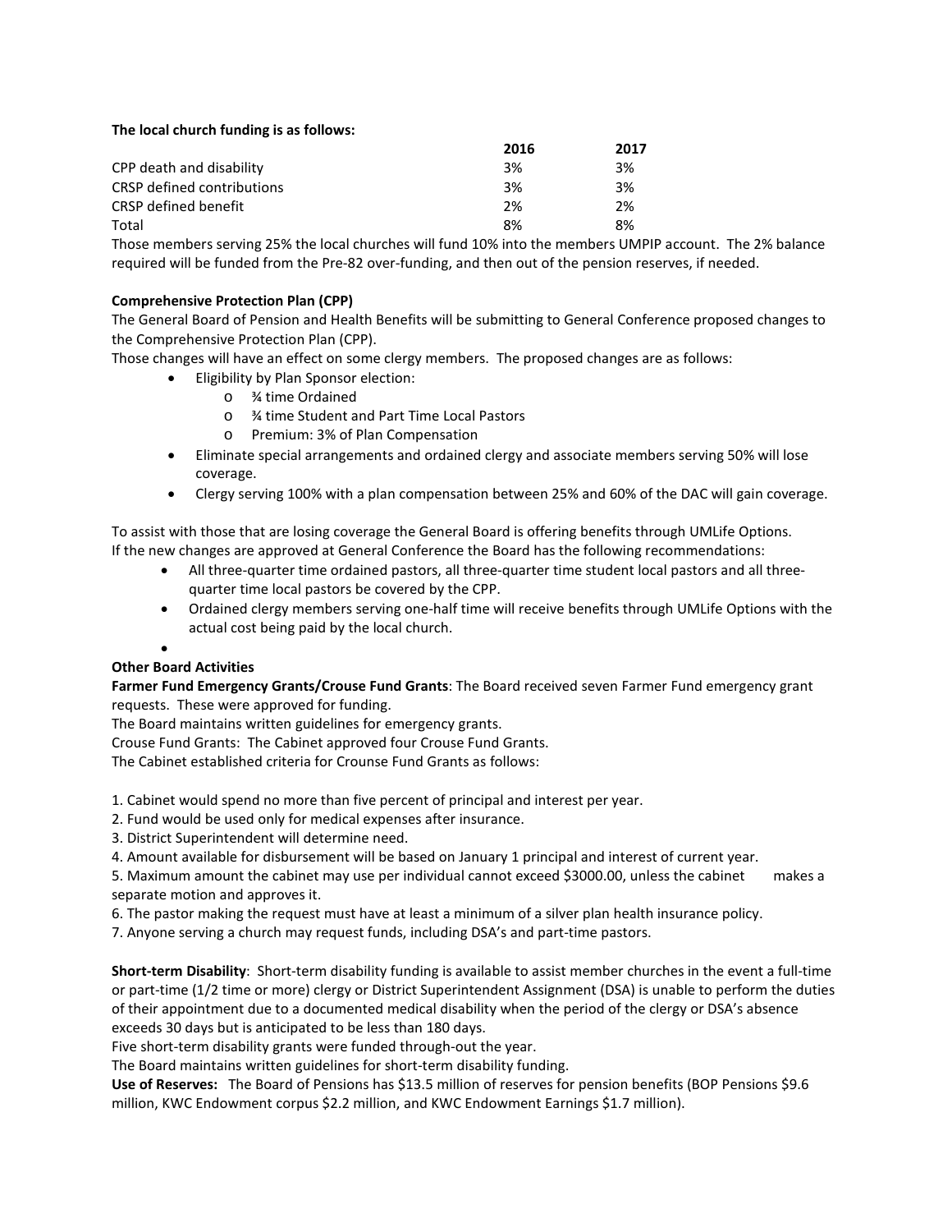**The local church funding is as follows:**

| | 2016 | 2017 |
|---|---|---|
| CPP death and disability | 3% | 3% |
| CRSP defined contributions | 3% | 3% |
| CRSP defined benefit | 2% | 2% |
| Total | 8% | 8% |

Those members serving 25% the local churches will fund 10% into the members UMPIP account. The 2% balance required will be funded from the Pre-82 over-funding, and then out of the pension reserves, if needed.

**Comprehensive Protection Plan (CPP)**

The General Board of Pension and Health Benefits will be submitting to General Conference proposed changes to the Comprehensive Protection Plan (CPP).

Those changes will have an effect on some clergy members. The proposed changes are as follows:

- Eligibility by Plan Sponsor election:
  - ¾ time Ordained
  - ¾ time Student and Part Time Local Pastors
  - Premium: 3% of Plan Compensation
- Eliminate special arrangements and ordained clergy and associate members serving 50% will lose coverage.
- Clergy serving 100% with a plan compensation between 25% and 60% of the DAC will gain coverage.

To assist with those that are losing coverage the General Board is offering benefits through UMLife Options.
If the new changes are approved at General Conference the Board has the following recommendations:

- All three-quarter time ordained pastors, all three-quarter time student local pastors and all three-quarter time local pastors be covered by the CPP.
- Ordained clergy members serving one-half time will receive benefits through UMLife Options with the actual cost being paid by the local church.

**Other Board Activities**

**Farmer Fund Emergency Grants/Crouse Fund Grants**: The Board received seven Farmer Fund emergency grant requests. These were approved for funding.

The Board maintains written guidelines for emergency grants.

Crouse Fund Grants: The Cabinet approved four Crouse Fund Grants.

The Cabinet established criteria for Crounse Fund Grants as follows:

1. Cabinet would spend no more than five percent of principal and interest per year.
2. Fund would be used only for medical expenses after insurance.
3. District Superintendent will determine need.
4. Amount available for disbursement will be based on January 1 principal and interest of current year.
5. Maximum amount the cabinet may use per individual cannot exceed $3000.00, unless the cabinet makes a separate motion and approves it.
6. The pastor making the request must have at least a minimum of a silver plan health insurance policy.
7. Anyone serving a church may request funds, including DSA's and part-time pastors.

**Short-term Disability**: Short-term disability funding is available to assist member churches in the event a full-time or part-time (1/2 time or more) clergy or District Superintendent Assignment (DSA) is unable to perform the duties of their appointment due to a documented medical disability when the period of the clergy or DSA's absence exceeds 30 days but is anticipated to be less than 180 days.

Five short-term disability grants were funded through-out the year.

The Board maintains written guidelines for short-term disability funding.

**Use of Reserves:** The Board of Pensions has $13.5 million of reserves for pension benefits (BOP Pensions $9.6 million, KWC Endowment corpus $2.2 million, and KWC Endowment Earnings $1.7 million).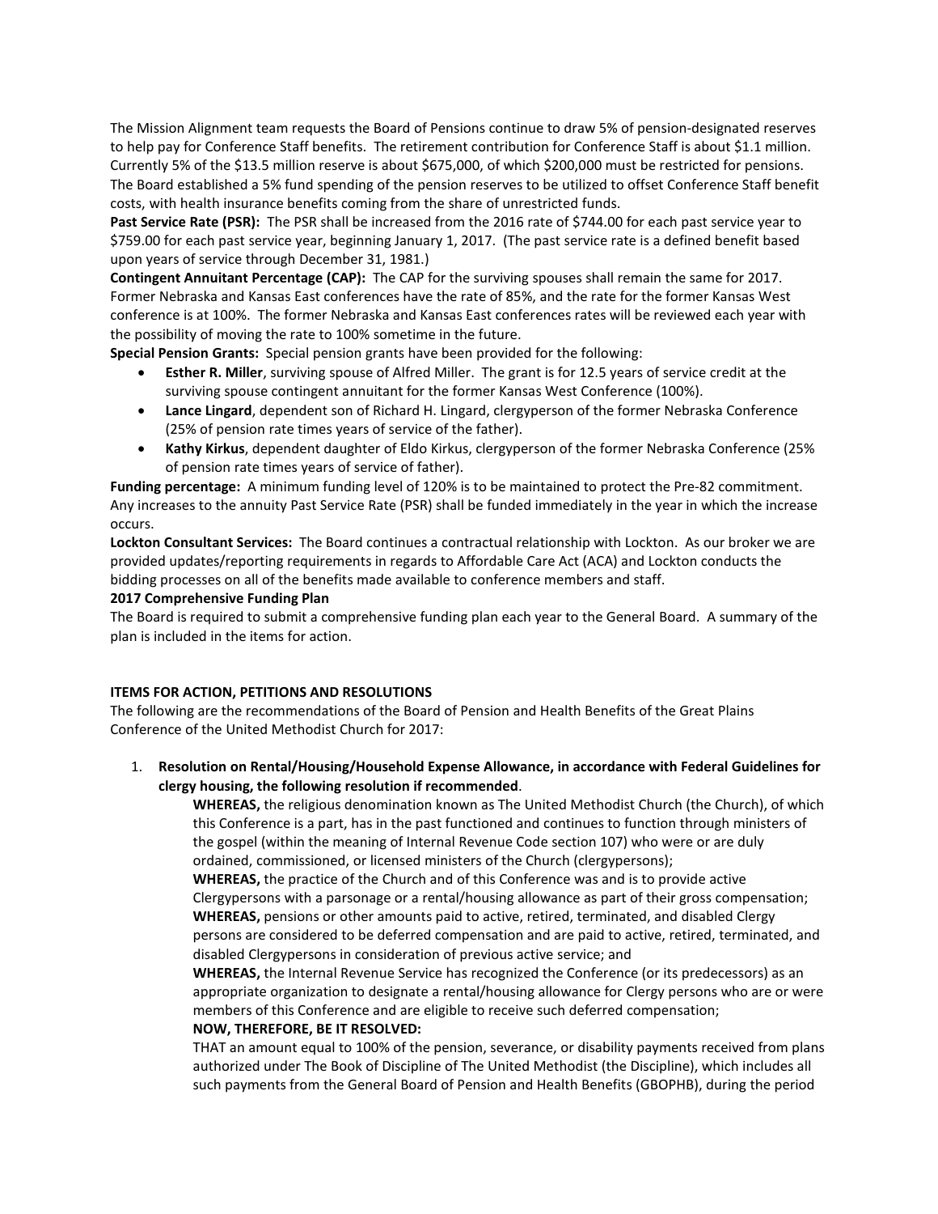The Mission Alignment team requests the Board of Pensions continue to draw 5% of pension-designated reserves to help pay for Conference Staff benefits. The retirement contribution for Conference Staff is about $1.1 million. Currently 5% of the $13.5 million reserve is about $675,000, of which $200,000 must be restricted for pensions. The Board established a 5% fund spending of the pension reserves to be utilized to offset Conference Staff benefit costs, with health insurance benefits coming from the share of unrestricted funds.

**Past Service Rate (PSR):** The PSR shall be increased from the 2016 rate of $744.00 for each past service year to $759.00 for each past service year, beginning January 1, 2017. (The past service rate is a defined benefit based upon years of service through December 31, 1981.)

**Contingent Annuitant Percentage (CAP):** The CAP for the surviving spouses shall remain the same for 2017. Former Nebraska and Kansas East conferences have the rate of 85%, and the rate for the former Kansas West conference is at 100%. The former Nebraska and Kansas East conferences rates will be reviewed each year with the possibility of moving the rate to 100% sometime in the future.

**Special Pension Grants:** Special pension grants have been provided for the following:

- **Esther R. Miller**, surviving spouse of Alfred Miller. The grant is for 12.5 years of service credit at the surviving spouse contingent annuitant for the former Kansas West Conference (100%).
- **Lance Lingard**, dependent son of Richard H. Lingard, clergyperson of the former Nebraska Conference (25% of pension rate times years of service of the father).
- **Kathy Kirkus**, dependent daughter of Eldo Kirkus, clergyperson of the former Nebraska Conference (25% of pension rate times years of service of father).

**Funding percentage:** A minimum funding level of 120% is to be maintained to protect the Pre-82 commitment. Any increases to the annuity Past Service Rate (PSR) shall be funded immediately in the year in which the increase occurs.

**Lockton Consultant Services:** The Board continues a contractual relationship with Lockton. As our broker we are provided updates/reporting requirements in regards to Affordable Care Act (ACA) and Lockton conducts the bidding processes on all of the benefits made available to conference members and staff.

**2017 Comprehensive Funding Plan**

The Board is required to submit a comprehensive funding plan each year to the General Board. A summary of the plan is included in the items for action.

**ITEMS FOR ACTION, PETITIONS AND RESOLUTIONS**

The following are the recommendations of the Board of Pension and Health Benefits of the Great Plains Conference of the United Methodist Church for 2017:

1. **Resolution on Rental/Housing/Household Expense Allowance, in accordance with Federal Guidelines for clergy housing, the following resolution if recommended**.

   **WHEREAS,** the religious denomination known as The United Methodist Church (the Church), of which this Conference is a part, has in the past functioned and continues to function through ministers of the gospel (within the meaning of Internal Revenue Code section 107) who were or are duly ordained, commissioned, or licensed ministers of the Church (clergypersons);

   **WHEREAS,** the practice of the Church and of this Conference was and is to provide active Clergypersons with a parsonage or a rental/housing allowance as part of their gross compensation;

   **WHEREAS,** pensions or other amounts paid to active, retired, terminated, and disabled Clergy persons are considered to be deferred compensation and are paid to active, retired, terminated, and disabled Clergypersons in consideration of previous active service; and

   **WHEREAS,** the Internal Revenue Service has recognized the Conference (or its predecessors) as an appropriate organization to designate a rental/housing allowance for Clergy persons who are or were members of this Conference and are eligible to receive such deferred compensation;

   **NOW, THEREFORE, BE IT RESOLVED:**

   THAT an amount equal to 100% of the pension, severance, or disability payments received from plans authorized under The Book of Discipline of The United Methodist (the Discipline), which includes all such payments from the General Board of Pension and Health Benefits (GBOPHB), during the period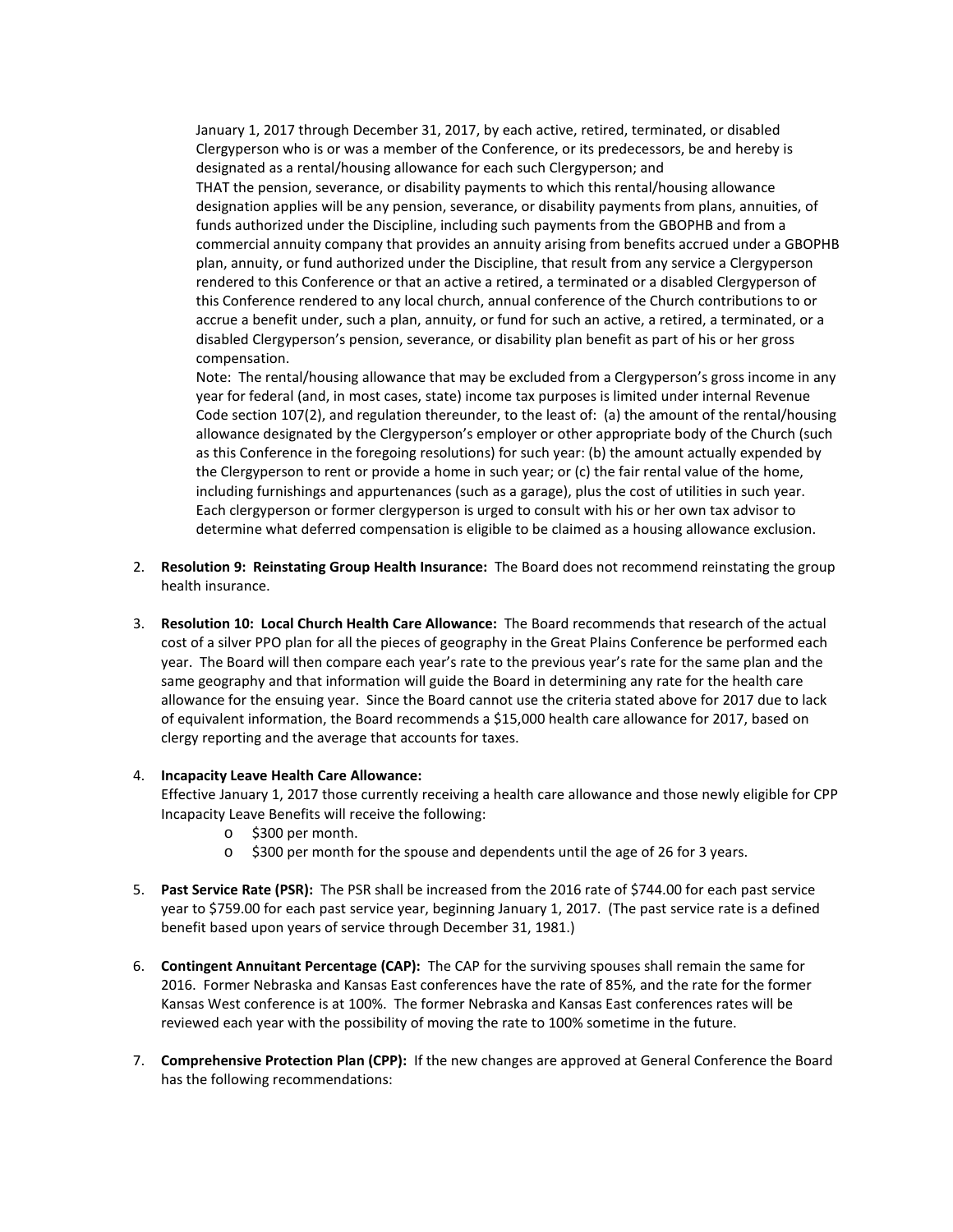January 1, 2017 through December 31, 2017, by each active, retired, terminated, or disabled Clergyperson who is or was a member of the Conference, or its predecessors, be and hereby is designated as a rental/housing allowance for each such Clergyperson; and

THAT the pension, severance, or disability payments to which this rental/housing allowance designation applies will be any pension, severance, or disability payments from plans, annuities, of funds authorized under the Discipline, including such payments from the GBOPHB and from a commercial annuity company that provides an annuity arising from benefits accrued under a GBOPHB plan, annuity, or fund authorized under the Discipline, that result from any service a Clergyperson rendered to this Conference or that an active a retired, a terminated or a disabled Clergyperson of this Conference rendered to any local church, annual conference of the Church contributions to or accrue a benefit under, such a plan, annuity, or fund for such an active, a retired, a terminated, or a disabled Clergyperson's pension, severance, or disability plan benefit as part of his or her gross compensation.

Note: The rental/housing allowance that may be excluded from a Clergyperson's gross income in any year for federal (and, in most cases, state) income tax purposes is limited under internal Revenue Code section 107(2), and regulation thereunder, to the least of: (a) the amount of the rental/housing allowance designated by the Clergyperson's employer or other appropriate body of the Church (such as this Conference in the foregoing resolutions) for such year: (b) the amount actually expended by the Clergyperson to rent or provide a home in such year; or (c) the fair rental value of the home, including furnishings and appurtenances (such as a garage), plus the cost of utilities in such year. Each clergyperson or former clergyperson is urged to consult with his or her own tax advisor to determine what deferred compensation is eligible to be claimed as a housing allowance exclusion.

2. **Resolution 9: Reinstating Group Health Insurance:** The Board does not recommend reinstating the group health insurance.

3. **Resolution 10: Local Church Health Care Allowance:** The Board recommends that research of the actual cost of a silver PPO plan for all the pieces of geography in the Great Plains Conference be performed each year. The Board will then compare each year's rate to the previous year's rate for the same plan and the same geography and that information will guide the Board in determining any rate for the health care allowance for the ensuing year. Since the Board cannot use the criteria stated above for 2017 due to lack of equivalent information, the Board recommends a $15,000 health care allowance for 2017, based on clergy reporting and the average that accounts for taxes.

4. **Incapacity Leave Health Care Allowance:**
   Effective January 1, 2017 those currently receiving a health care allowance and those newly eligible for CPP Incapacity Leave Benefits will receive the following:
   - $300 per month.
   - $300 per month for the spouse and dependents until the age of 26 for 3 years.

5. **Past Service Rate (PSR):** The PSR shall be increased from the 2016 rate of $744.00 for each past service year to $759.00 for each past service year, beginning January 1, 2017. (The past service rate is a defined benefit based upon years of service through December 31, 1981.)

6. **Contingent Annuitant Percentage (CAP):** The CAP for the surviving spouses shall remain the same for 2016. Former Nebraska and Kansas East conferences have the rate of 85%, and the rate for the former Kansas West conference is at 100%. The former Nebraska and Kansas East conferences rates will be reviewed each year with the possibility of moving the rate to 100% sometime in the future.

7. **Comprehensive Protection Plan (CPP):** If the new changes are approved at General Conference the Board has the following recommendations: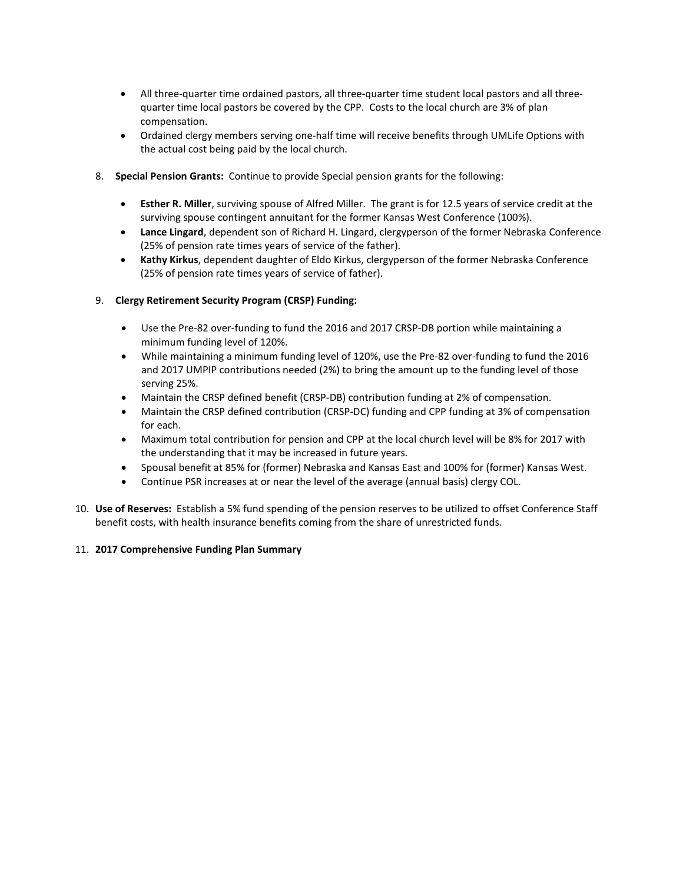- All three-quarter time ordained pastors, all three-quarter time student local pastors and all three-quarter time local pastors be covered by the CPP. Costs to the local church are 3% of plan compensation.
- Ordained clergy members serving one-half time will receive benefits through UMLife Options with the actual cost being paid by the local church.

8. **Special Pension Grants:** Continue to provide Special pension grants for the following:

   - **Esther R. Miller**, surviving spouse of Alfred Miller. The grant is for 12.5 years of service credit at the surviving spouse contingent annuitant for the former Kansas West Conference (100%).
   - **Lance Lingard**, dependent son of Richard H. Lingard, clergyperson of the former Nebraska Conference (25% of pension rate times years of service of the father).
   - **Kathy Kirkus**, dependent daughter of Eldo Kirkus, clergyperson of the former Nebraska Conference (25% of pension rate times years of service of father).

9. **Clergy Retirement Security Program (CRSP) Funding:**

   - Use the Pre-82 over-funding to fund the 2016 and 2017 CRSP-DB portion while maintaining a minimum funding level of 120%.
   - While maintaining a minimum funding level of 120%, use the Pre-82 over-funding to fund the 2016 and 2017 UMPIP contributions needed (2%) to bring the amount up to the funding level of those serving 25%.
   - Maintain the CRSP defined benefit (CRSP-DB) contribution funding at 2% of compensation.
   - Maintain the CRSP defined contribution (CRSP-DC) funding and CPP funding at 3% of compensation for each.
   - Maximum total contribution for pension and CPP at the local church level will be 8% for 2017 with the understanding that it may be increased in future years.
   - Spousal benefit at 85% for (former) Nebraska and Kansas East and 100% for (former) Kansas West.
   - Continue PSR increases at or near the level of the average (annual basis) clergy COL.

10. **Use of Reserves:** Establish a 5% fund spending of the pension reserves to be utilized to offset Conference Staff benefit costs, with health insurance benefits coming from the share of unrestricted funds.

11. **2017 Comprehensive Funding Plan Summary**